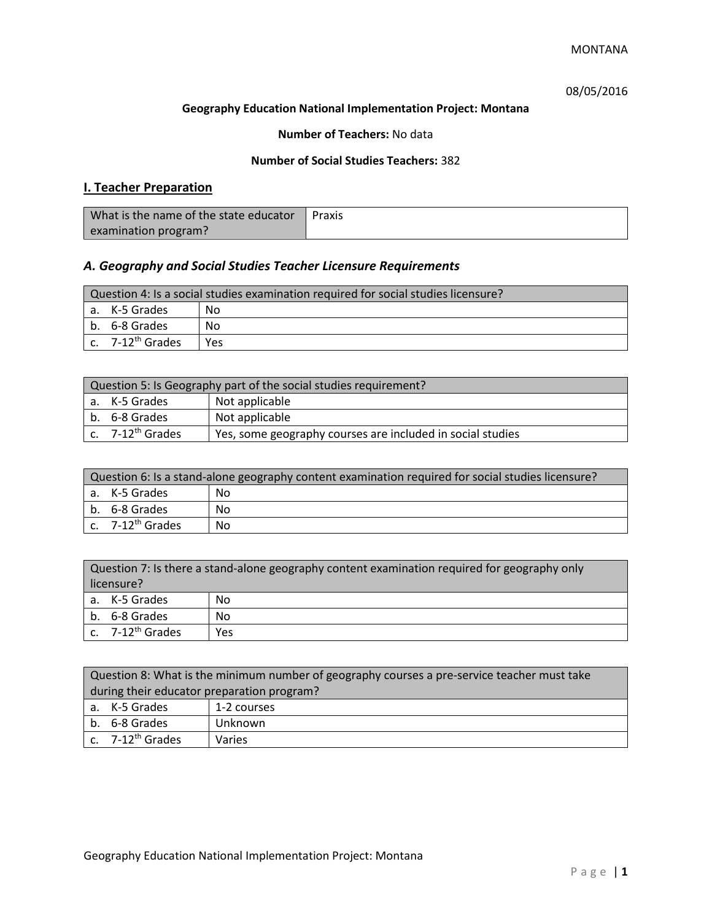MONTANA

08/05/2016

**Geography Education National Implementation Project: Montana**

**Number of Teachers:** No data

**Number of Social Studies Teachers:** 382

## I. Teacher Preparation

| What is the name of the state educator examination program? | Praxis |
|---|---|

### *A. Geography and Social Studies Teacher Licensure Requirements*

| Question 4: Is a social studies examination required for social studies licensure? | |
|---|---|
| a. K-5 Grades | No |
| b. 6-8 Grades | No |
| c. 7-12th Grades | Yes |

| Question 5: Is Geography part of the social studies requirement? | |
|---|---|
| a. K-5 Grades | Not applicable |
| b. 6-8 Grades | Not applicable |
| c. 7-12th Grades | Yes, some geography courses are included in social studies |

| Question 6: Is a stand-alone geography content examination required for social studies licensure? | |
|---|---|
| a. K-5 Grades | No |
| b. 6-8 Grades | No |
| c. 7-12th Grades | No |

| Question 7: Is there a stand-alone geography content examination required for geography only licensure? | |
|---|---|
| a. K-5 Grades | No |
| b. 6-8 Grades | No |
| c. 7-12th Grades | Yes |

| Question 8: What is the minimum number of geography courses a pre-service teacher must take during their educator preparation program? | |
|---|---|
| a. K-5 Grades | 1-2 courses |
| b. 6-8 Grades | Unknown |
| c. 7-12th Grades | Varies |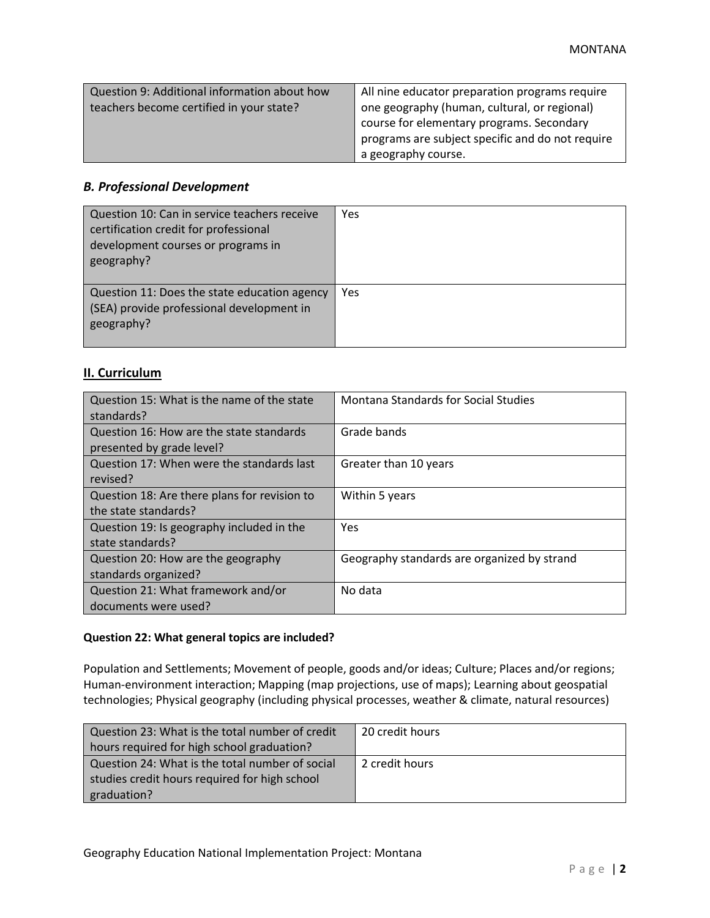| Question 9: Additional information about how teachers become certified in your state? | All nine educator preparation programs require one geography (human, cultural, or regional) course for elementary programs. Secondary programs are subject specific and do not require a geography course. |
|---|---|

### *B. Professional Development*

| Question 10: Can in service teachers receive certification credit for professional development courses or programs in geography? | Yes |
|---|---|
| Question 11: Does the state education agency (SEA) provide professional development in geography? | Yes |

## II. Curriculum

| Question 15: What is the name of the state standards? | Montana Standards for Social Studies |
|---|---|
| Question 16: How are the state standards presented by grade level? | Grade bands |
| Question 17: When were the standards last revised? | Greater than 10 years |
| Question 18: Are there plans for revision to the state standards? | Within 5 years |
| Question 19: Is geography included in the state standards? | Yes |
| Question 20: How are the geography standards organized? | Geography standards are organized by strand |
| Question 21: What framework and/or documents were used? | No data |

**Question 22: What general topics are included?**

Population and Settlements; Movement of people, goods and/or ideas; Culture; Places and/or regions; Human-environment interaction; Mapping (map projections, use of maps); Learning about geospatial technologies; Physical geography (including physical processes, weather & climate, natural resources)

| Question 23: What is the total number of credit hours required for high school graduation? | 20 credit hours |
|---|---|
| Question 24: What is the total number of social studies credit hours required for high school graduation? | 2 credit hours |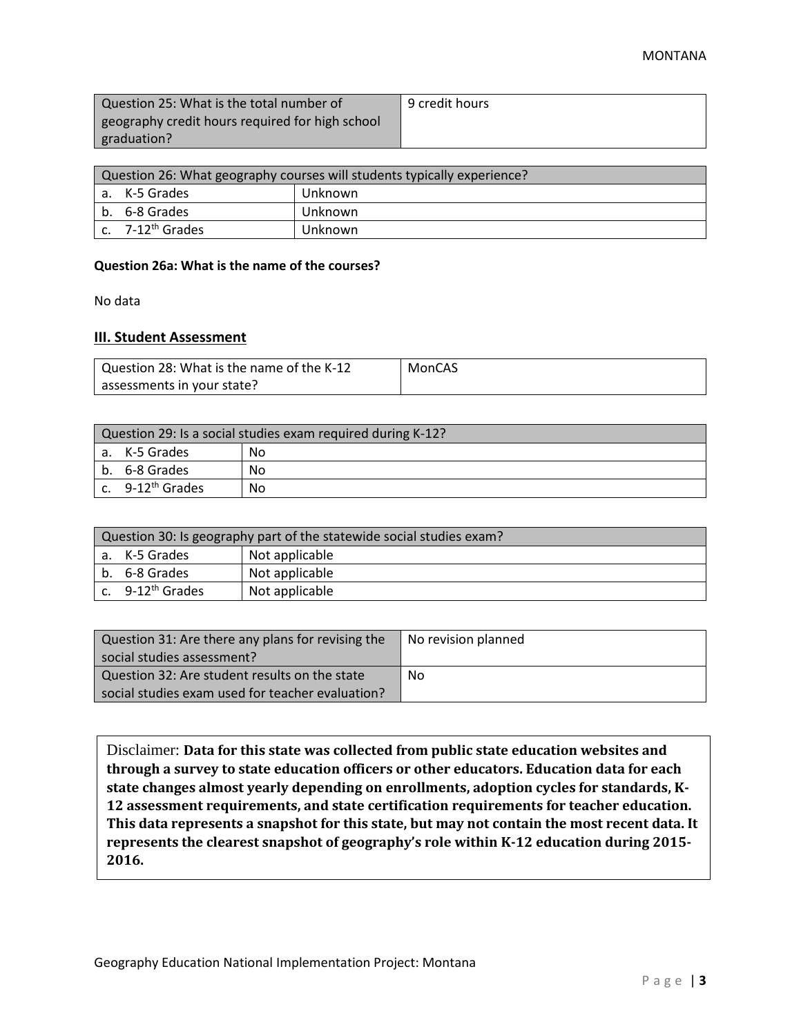| | |
|---|---|
| Question 25: What is the total number of geography credit hours required for high school graduation? | 9 credit hours |

| Question 26: What geography courses will students typically experience? | |
|---|---|
| a. K-5 Grades | Unknown |
| b. 6-8 Grades | Unknown |
| c. 7-12th Grades | Unknown |

**Question 26a: What is the name of the courses?**

No data

## III. Student Assessment

| | |
|---|---|
| Question 28: What is the name of the K-12 assessments in your state? | MonCAS |

| Question 29: Is a social studies exam required during K-12? | |
|---|---|
| a. K-5 Grades | No |
| b. 6-8 Grades | No |
| c. 9-12th Grades | No |

| Question 30: Is geography part of the statewide social studies exam? | |
|---|---|
| a. K-5 Grades | Not applicable |
| b. 6-8 Grades | Not applicable |
| c. 9-12th Grades | Not applicable |

| | |
|---|---|
| Question 31: Are there any plans for revising the social studies assessment? | No revision planned |
| Question 32: Are student results on the state social studies exam used for teacher evaluation? | No |

Disclaimer: **Data for this state was collected from public state education websites and through a survey to state education officers or other educators. Education data for each state changes almost yearly depending on enrollments, adoption cycles for standards, K-12 assessment requirements, and state certification requirements for teacher education. This data represents a snapshot for this state, but may not contain the most recent data. It represents the clearest snapshot of geography's role within K-12 education during 2015-2016.**